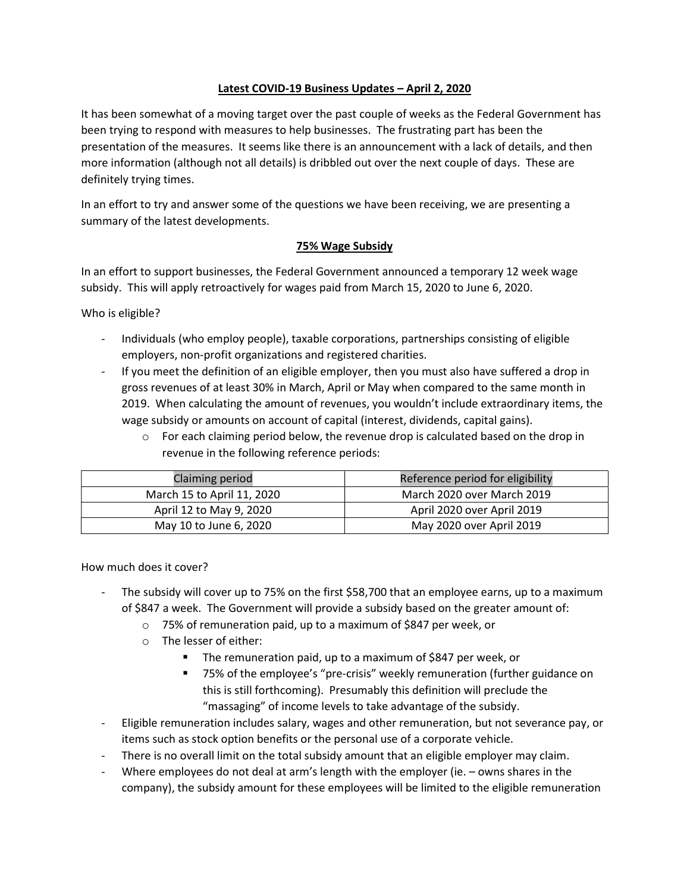# Latest COVID-19 Business Updates – April 2, 2020

It has been somewhat of a moving target over the past couple of weeks as the Federal Government has been trying to respond with measures to help businesses. The frustrating part has been the presentation of the measures. It seems like there is an announcement with a lack of details, and then more information (although not all details) is dribbled out over the next couple of days. These are definitely trying times.

In an effort to try and answer some of the questions we have been receiving, we are presenting a summary of the latest developments.

## 75% Wage Subsidy

In an effort to support businesses, the Federal Government announced a temporary 12 week wage subsidy. This will apply retroactively for wages paid from March 15, 2020 to June 6, 2020.

Who is eligible?

- Individuals (who employ people), taxable corporations, partnerships consisting of eligible employers, non-profit organizations and registered charities.
- If you meet the definition of an eligible employer, then you must also have suffered a drop in gross revenues of at least 30% in March, April or May when compared to the same month in 2019. When calculating the amount of revenues, you wouldn't include extraordinary items, the wage subsidy or amounts on account of capital (interest, dividends, capital gains).
  - For each claiming period below, the revenue drop is calculated based on the drop in revenue in the following reference periods:

| Claiming period | Reference period for eligibility |
| --- | --- |
| March 15 to April 11, 2020 | March 2020 over March 2019 |
| April 12 to May 9, 2020 | April 2020 over April 2019 |
| May 10 to June 6, 2020 | May 2020 over April 2019 |

How much does it cover?

- The subsidy will cover up to 75% on the first $58,700 that an employee earns, up to a maximum of $847 a week. The Government will provide a subsidy based on the greater amount of:
  - 75% of remuneration paid, up to a maximum of $847 per week, or
  - The lesser of either:
    - The remuneration paid, up to a maximum of $847 per week, or
    - 75% of the employee's "pre-crisis" weekly remuneration (further guidance on this is still forthcoming). Presumably this definition will preclude the "massaging" of income levels to take advantage of the subsidy.
- Eligible remuneration includes salary, wages and other remuneration, but not severance pay, or items such as stock option benefits or the personal use of a corporate vehicle.
- There is no overall limit on the total subsidy amount that an eligible employer may claim.
- Where employees do not deal at arm's length with the employer (ie. – owns shares in the company), the subsidy amount for these employees will be limited to the eligible remuneration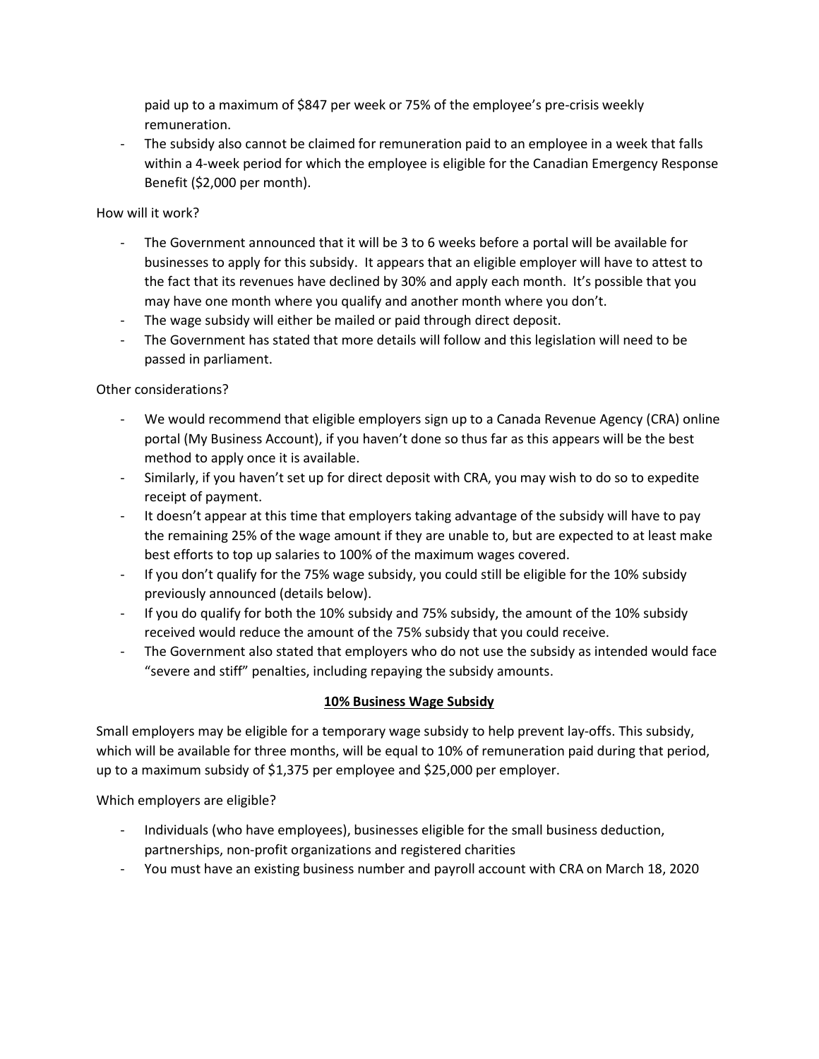paid up to a maximum of $847 per week or 75% of the employee's pre-crisis weekly remuneration.
- The subsidy also cannot be claimed for remuneration paid to an employee in a week that falls within a 4-week period for which the employee is eligible for the Canadian Emergency Response Benefit ($2,000 per month).

How will it work?

- The Government announced that it will be 3 to 6 weeks before a portal will be available for businesses to apply for this subsidy. It appears that an eligible employer will have to attest to the fact that its revenues have declined by 30% and apply each month. It's possible that you may have one month where you qualify and another month where you don't.
- The wage subsidy will either be mailed or paid through direct deposit.
- The Government has stated that more details will follow and this legislation will need to be passed in parliament.

Other considerations?

- We would recommend that eligible employers sign up to a Canada Revenue Agency (CRA) online portal (My Business Account), if you haven't done so thus far as this appears will be the best method to apply once it is available.
- Similarly, if you haven't set up for direct deposit with CRA, you may wish to do so to expedite receipt of payment.
- It doesn't appear at this time that employers taking advantage of the subsidy will have to pay the remaining 25% of the wage amount if they are unable to, but are expected to at least make best efforts to top up salaries to 100% of the maximum wages covered.
- If you don't qualify for the 75% wage subsidy, you could still be eligible for the 10% subsidy previously announced (details below).
- If you do qualify for both the 10% subsidy and 75% subsidy, the amount of the 10% subsidy received would reduce the amount of the 75% subsidy that you could receive.
- The Government also stated that employers who do not use the subsidy as intended would face "severe and stiff" penalties, including repaying the subsidy amounts.

## 10% Business Wage Subsidy

Small employers may be eligible for a temporary wage subsidy to help prevent lay-offs. This subsidy, which will be available for three months, will be equal to 10% of remuneration paid during that period, up to a maximum subsidy of $1,375 per employee and $25,000 per employer.

Which employers are eligible?

- Individuals (who have employees), businesses eligible for the small business deduction, partnerships, non-profit organizations and registered charities
- You must have an existing business number and payroll account with CRA on March 18, 2020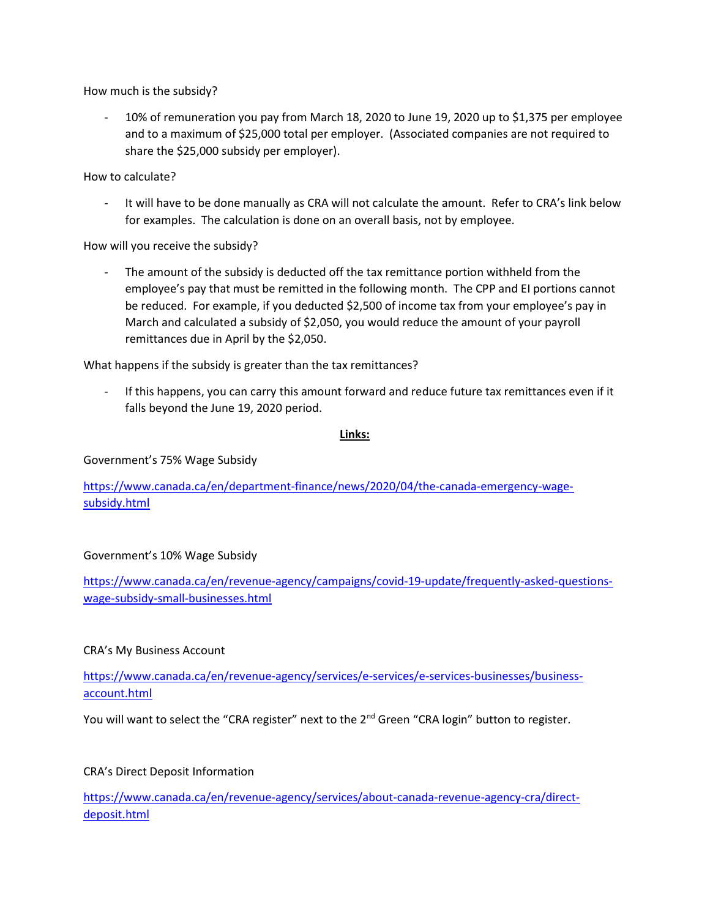How much is the subsidy?

- 10% of remuneration you pay from March 18, 2020 to June 19, 2020 up to $1,375 per employee and to a maximum of $25,000 total per employer. (Associated companies are not required to share the $25,000 subsidy per employer).

How to calculate?

- It will have to be done manually as CRA will not calculate the amount. Refer to CRA's link below for examples. The calculation is done on an overall basis, not by employee.

How will you receive the subsidy?

- The amount of the subsidy is deducted off the tax remittance portion withheld from the employee's pay that must be remitted in the following month. The CPP and EI portions cannot be reduced. For example, if you deducted $2,500 of income tax from your employee's pay in March and calculated a subsidy of $2,050, you would reduce the amount of your payroll remittances due in April by the $2,050.

What happens if the subsidy is greater than the tax remittances?

- If this happens, you can carry this amount forward and reduce future tax remittances even if it falls beyond the June 19, 2020 period.

**Links:**

Government's 75% Wage Subsidy

https://www.canada.ca/en/department-finance/news/2020/04/the-canada-emergency-wage-subsidy.html

Government's 10% Wage Subsidy

https://www.canada.ca/en/revenue-agency/campaigns/covid-19-update/frequently-asked-questions-wage-subsidy-small-businesses.html

CRA's My Business Account

https://www.canada.ca/en/revenue-agency/services/e-services/e-services-businesses/business-account.html

You will want to select the "CRA register" next to the 2nd Green "CRA login" button to register.

CRA's Direct Deposit Information

https://www.canada.ca/en/revenue-agency/services/about-canada-revenue-agency-cra/direct-deposit.html